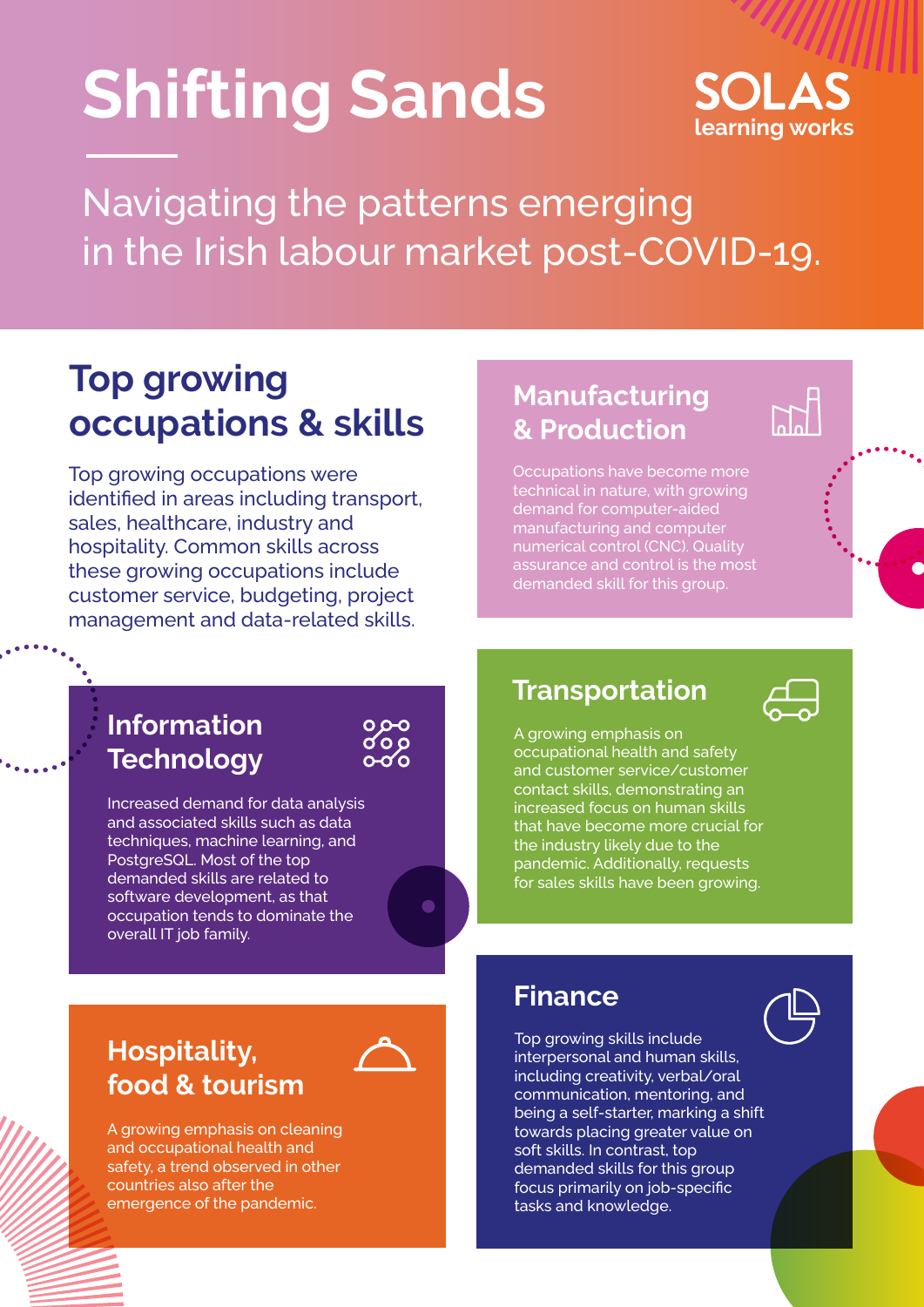# Shifting Sands

SOLAS learning works

Navigating the patterns emerging in the Irish labour market post-COVID-19.

## Top growing occupations & skills

Top growing occupations were identified in areas including transport, sales, healthcare, industry and hospitality. Common skills across these growing occupations include customer service, budgeting, project management and data-related skills.

### Manufacturing & Production

Occupations have become more technical in nature, with growing demand for computer-aided manufacturing and computer numerical control (CNC). Quality assurance and control is the most demanded skill for this group.

### Information Technology

Increased demand for data analysis and associated skills such as data techniques, machine learning, and PostgreSQL. Most of the top demanded skills are related to software development, as that occupation tends to dominate the overall IT job family.

### Transportation

A growing emphasis on occupational health and safety and customer service/customer contact skills, demonstrating an increased focus on human skills that have become more crucial for the industry likely due to the pandemic. Additionally, requests for sales skills have been growing.

### Hospitality, food & tourism

A growing emphasis on cleaning and occupational health and safety, a trend observed in other countries also after the emergence of the pandemic.

### Finance

Top growing skills include interpersonal and human skills, including creativity, verbal/oral communication, mentoring, and being a self-starter, marking a shift towards placing greater value on soft skills. In contrast, top demanded skills for this group focus primarily on job-specific tasks and knowledge.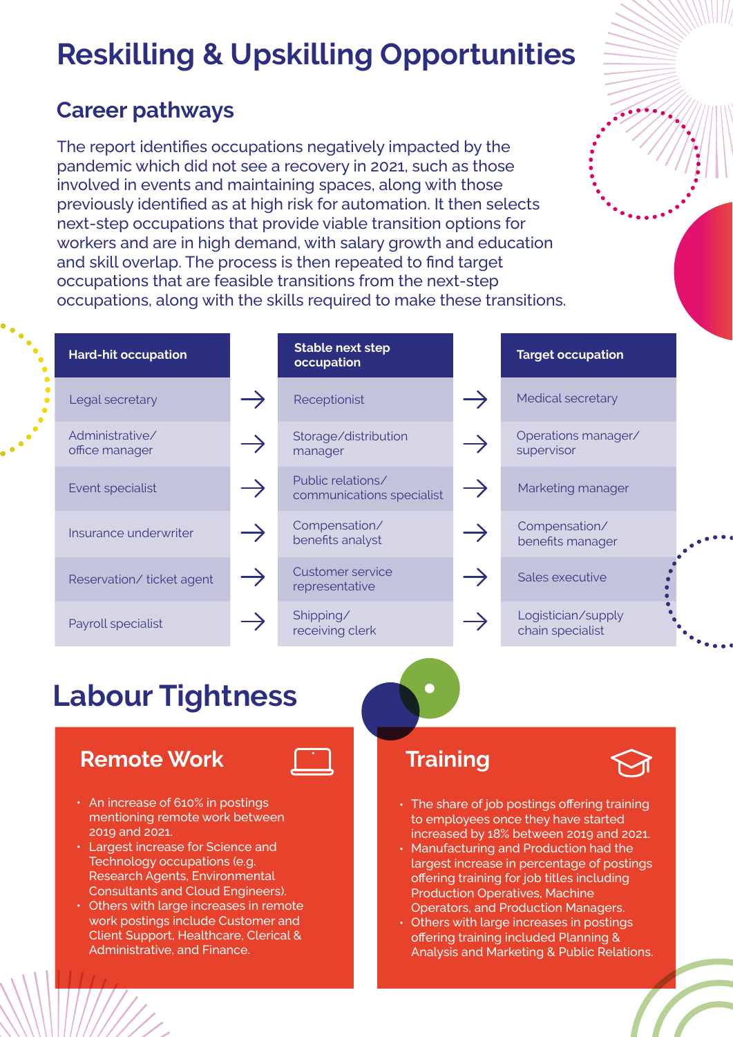# Reskilling & Upskilling Opportunities

## Career pathways

The report identifies occupations negatively impacted by the pandemic which did not see a recovery in 2021, such as those involved in events and maintaining spaces, along with those previously identified as at high risk for automation. It then selects next-step occupations that provide viable transition options for workers and are in high demand, with salary growth and education and skill overlap. The process is then repeated to find target occupations that are feasible transitions from the next-step occupations, along with the skills required to make these transitions.

| Hard-hit occupation | | Stable next step occupation | | Target occupation |
|---|---|---|---|---|
| Legal secretary | → | Receptionist | → | Medical secretary |
| Administrative/ office manager | → | Storage/distribution manager | → | Operations manager/ supervisor |
| Event specialist | → | Public relations/ communications specialist | → | Marketing manager |
| Insurance underwriter | → | Compensation/ benefits analyst | → | Compensation/ benefits manager |
| Reservation/ ticket agent | → | Customer service representative | → | Sales executive |
| Payroll specialist | → | Shipping/ receiving clerk | → | Logistician/supply chain specialist |

# Labour Tightness

## Remote Work

- An increase of 610% in postings mentioning remote work between 2019 and 2021.
- Largest increase for Science and Technology occupations (e.g. Research Agents, Environmental Consultants and Cloud Engineers).
- Others with large increases in remote work postings include Customer and Client Support, Healthcare, Clerical & Administrative, and Finance.

## Training

- The share of job postings offering training to employees once they have started increased by 18% between 2019 and 2021.
- Manufacturing and Production had the largest increase in percentage of postings offering training for job titles including Production Operatives, Machine Operators, and Production Managers.
- Others with large increases in postings offering training included Planning & Analysis and Marketing & Public Relations.